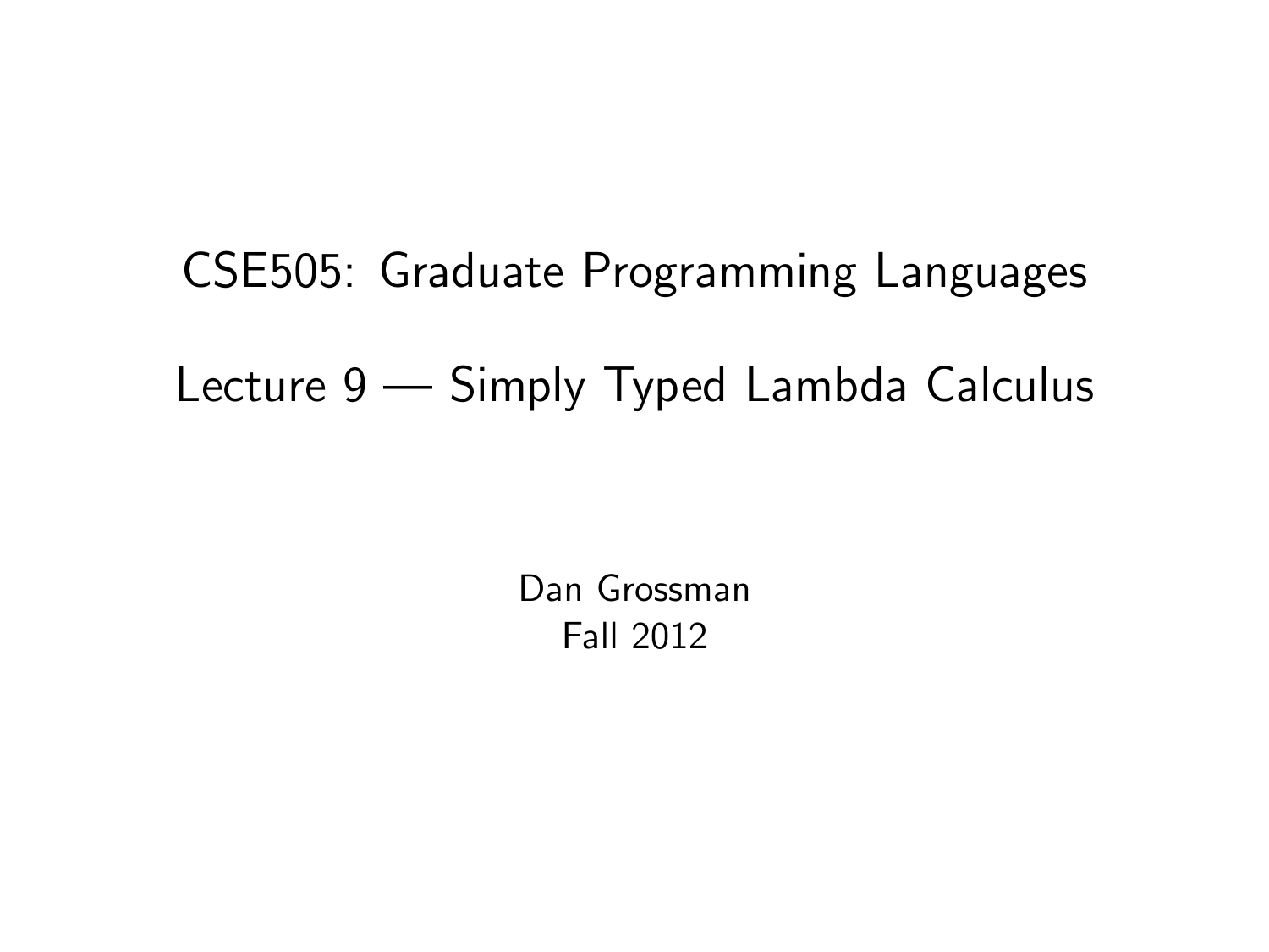# CSE505: Graduate Programming Languages

## Lecture 9 — Simply Typed Lambda Calculus

Dan Grossman
Fall 2012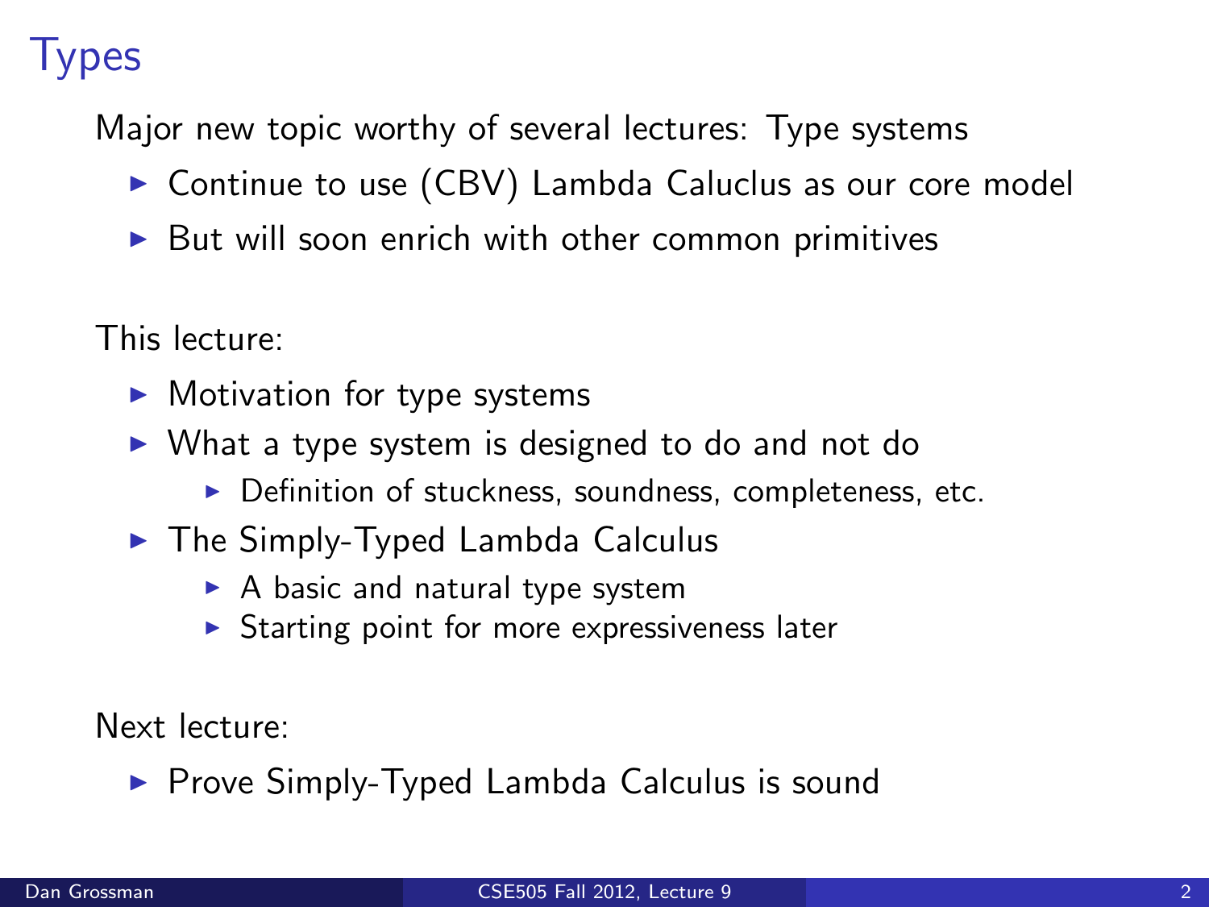# Types

Major new topic worthy of several lectures: Type systems

- Continue to use (CBV) Lambda Caluclus as our core model
- But will soon enrich with other common primitives

This lecture:

- Motivation for type systems
- What a type system is designed to do and not do
  - Definition of stuckness, soundness, completeness, etc.
- The Simply-Typed Lambda Calculus
  - A basic and natural type system
  - Starting point for more expressiveness later

Next lecture:

- Prove Simply-Typed Lambda Calculus is sound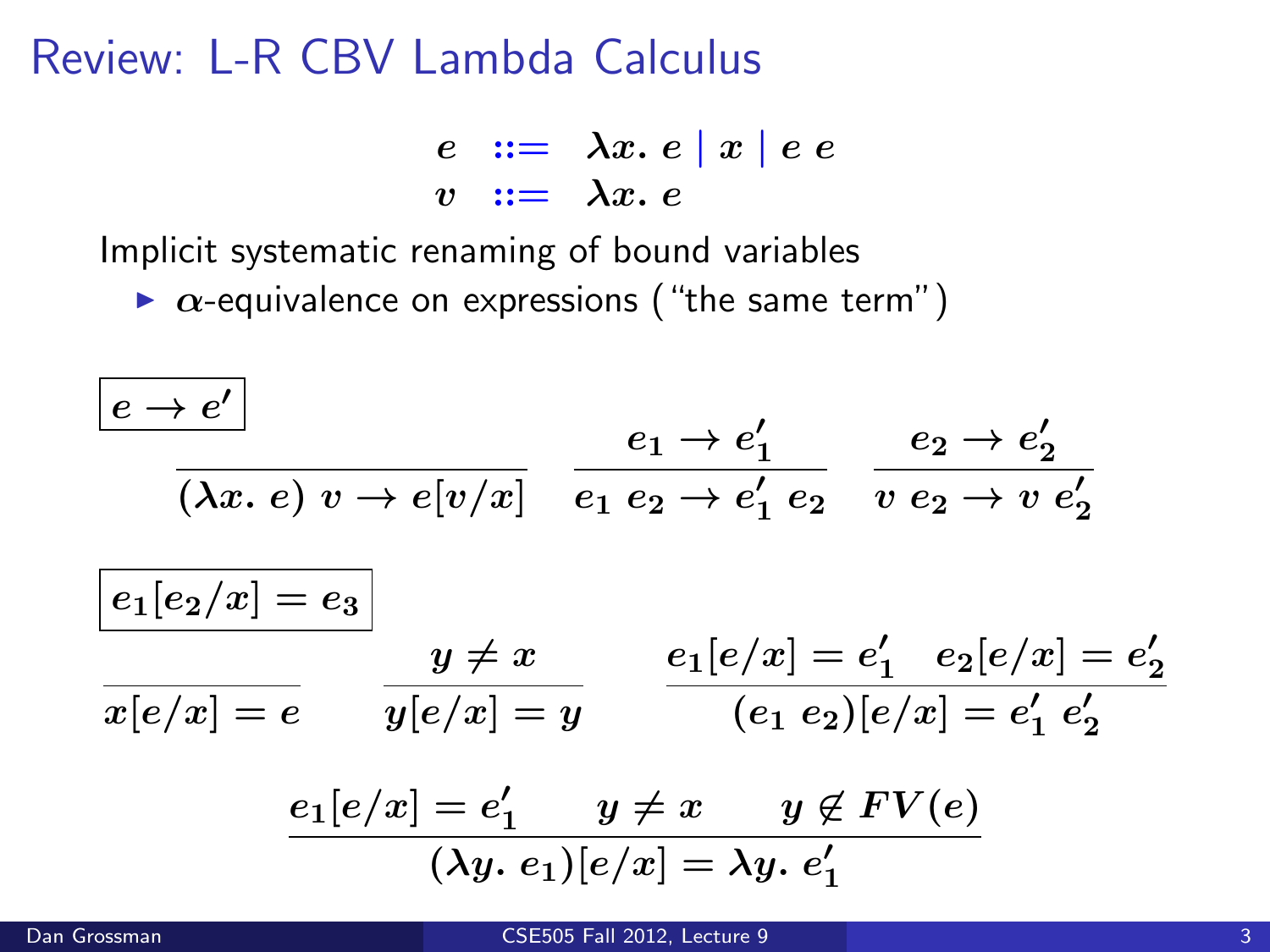# Review: L-R CBV Lambda Calculus

$$
\begin{array}{rcl}
e & ::= & \lambda x.\ e \mid x \mid e\ e \\
v & ::= & \lambda x.\ e
\end{array}
$$

Implicit systematic renaming of bound variables

- $\alpha$-equivalence on expressions ("the same term")

$\boxed{e \rightarrow e'}$

$$
\frac{}{(\lambda x.\ e)\ v \rightarrow e[v/x]} \qquad \frac{e_1 \rightarrow e_1'}{e_1\ e_2 \rightarrow e_1'\ e_2} \qquad \frac{e_2 \rightarrow e_2'}{v\ e_2 \rightarrow v\ e_2'}
$$

$\boxed{e_1[e_2/x] = e_3}$

$$
\frac{}{x[e/x] = e} \qquad \frac{y \neq x}{y[e/x] = y} \qquad \frac{e_1[e/x] = e_1' \quad e_2[e/x] = e_2'}{(e_1\ e_2)[e/x] = e_1'\ e_2'}
$$

$$
\frac{e_1[e/x] = e_1' \qquad y \neq x \qquad y \notin FV(e)}{(\lambda y.\ e_1)[e/x] = \lambda y.\ e_1'}
$$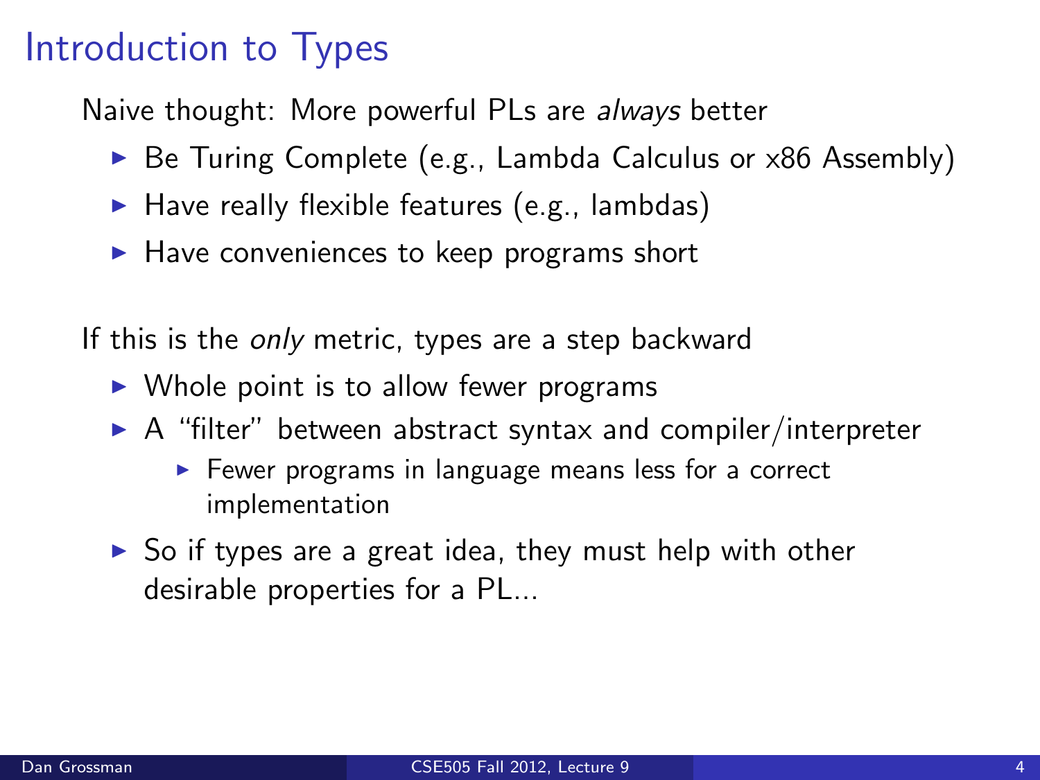# Introduction to Types

Naive thought: More powerful PLs are *always* better

- Be Turing Complete (e.g., Lambda Calculus or x86 Assembly)
- Have really flexible features (e.g., lambdas)
- Have conveniences to keep programs short

If this is the *only* metric, types are a step backward

- Whole point is to allow fewer programs
- A "filter" between abstract syntax and compiler/interpreter
  - Fewer programs in language means less for a correct implementation
- So if types are a great idea, they must help with other desirable properties for a PL...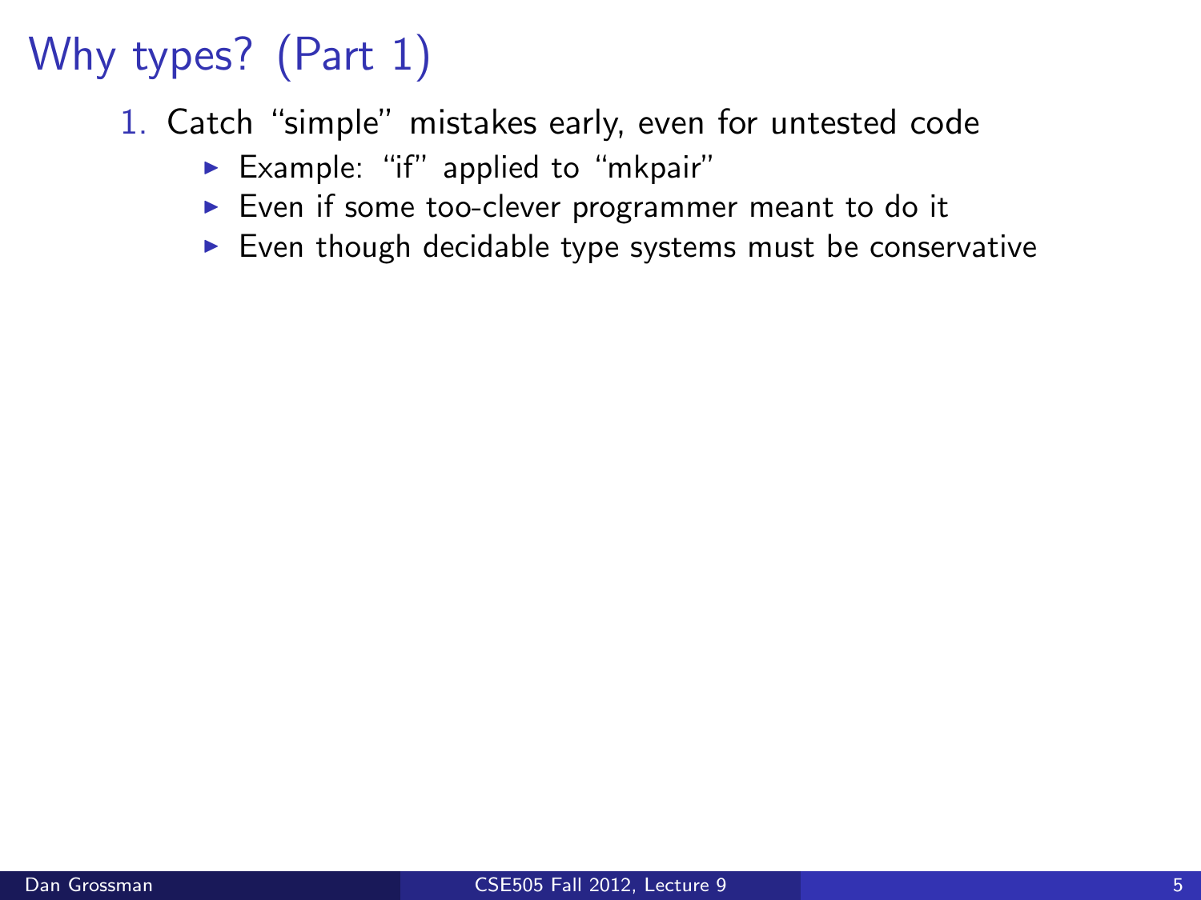# Why types? (Part 1)

1. Catch "simple" mistakes early, even for untested code
   - Example: "if" applied to "mkpair"
   - Even if some too-clever programmer meant to do it
   - Even though decidable type systems must be conservative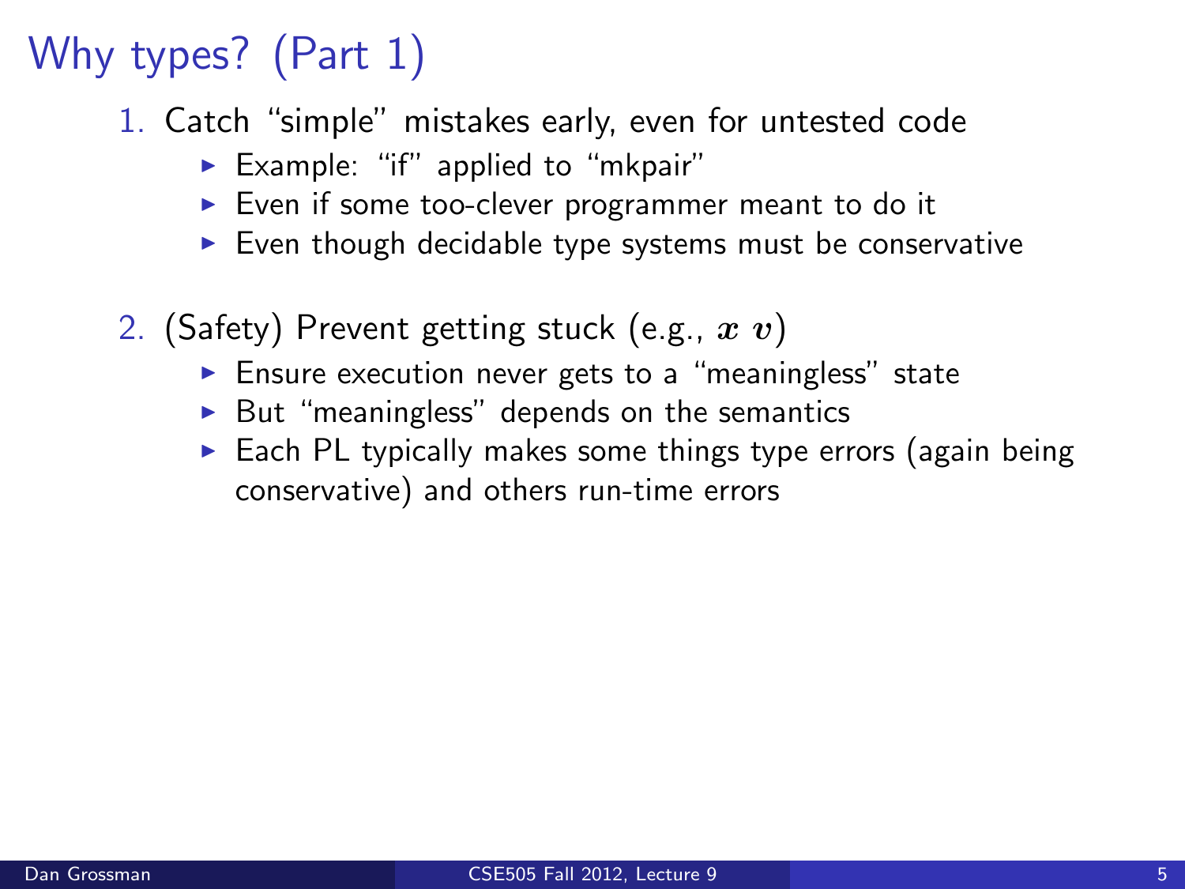# Why types? (Part 1)

1. Catch "simple" mistakes early, even for untested code
   - Example: "if" applied to "mkpair"
   - Even if some too-clever programmer meant to do it
   - Even though decidable type systems must be conservative

2. (Safety) Prevent getting stuck (e.g., $x\ v$)
   - Ensure execution never gets to a "meaningless" state
   - But "meaningless" depends on the semantics
   - Each PL typically makes some things type errors (again being conservative) and others run-time errors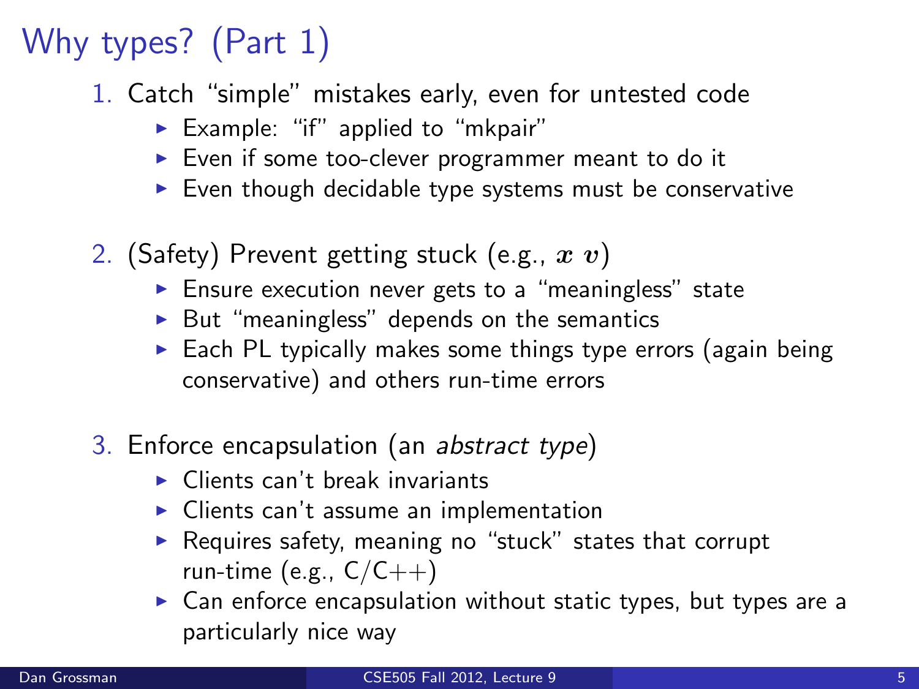# Why types? (Part 1)

1. Catch "simple" mistakes early, even for untested code
   - Example: "if" applied to "mkpair"
   - Even if some too-clever programmer meant to do it
   - Even though decidable type systems must be conservative

2. (Safety) Prevent getting stuck (e.g., $x\ v$)
   - Ensure execution never gets to a "meaningless" state
   - But "meaningless" depends on the semantics
   - Each PL typically makes some things type errors (again being conservative) and others run-time errors

3. Enforce encapsulation (an *abstract type*)
   - Clients can't break invariants
   - Clients can't assume an implementation
   - Requires safety, meaning no "stuck" states that corrupt run-time (e.g., C/C++)
   - Can enforce encapsulation without static types, but types are a particularly nice way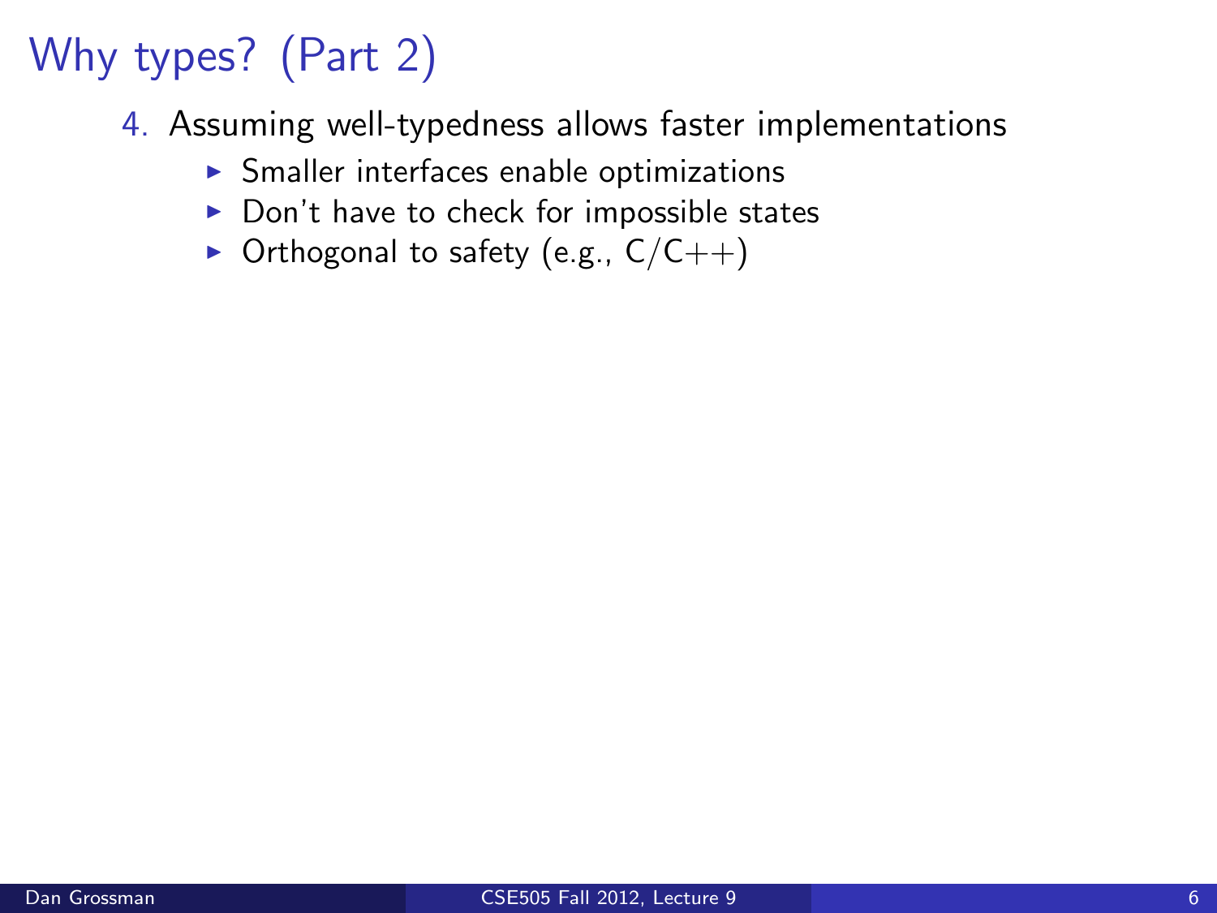# Why types? (Part 2)

4. Assuming well-typedness allows faster implementations
   - Smaller interfaces enable optimizations
   - Don't have to check for impossible states
   - Orthogonal to safety (e.g., C/C++)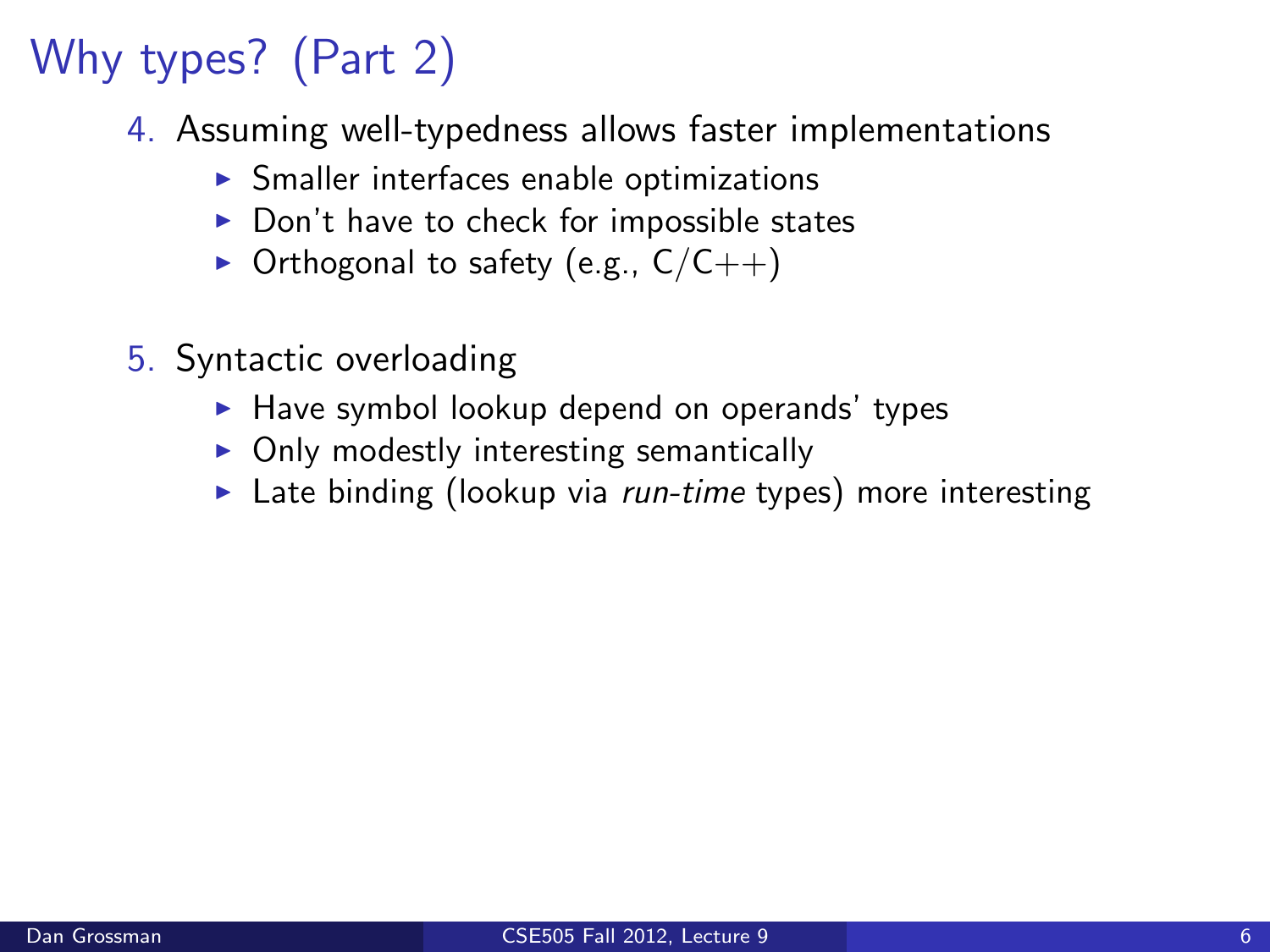# Why types? (Part 2)

4. Assuming well-typedness allows faster implementations
   - Smaller interfaces enable optimizations
   - Don't have to check for impossible states
   - Orthogonal to safety (e.g., C/C++)

5. Syntactic overloading
   - Have symbol lookup depend on operands' types
   - Only modestly interesting semantically
   - Late binding (lookup via *run-time* types) more interesting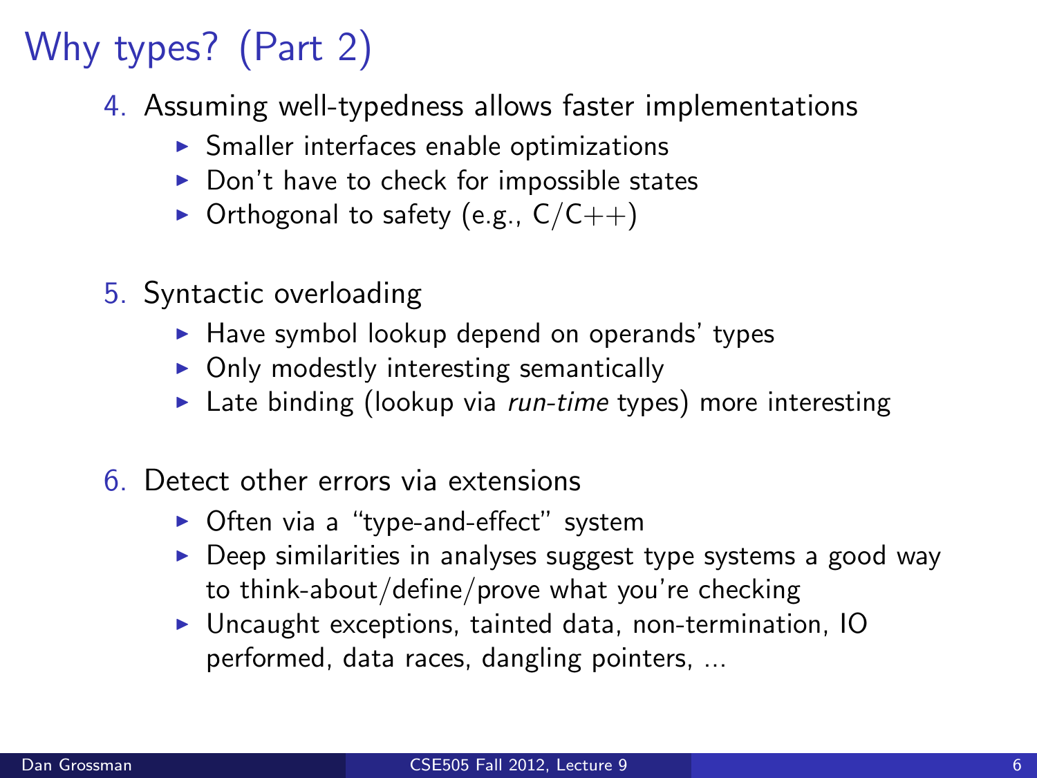# Why types? (Part 2)

4. Assuming well-typedness allows faster implementations
   - Smaller interfaces enable optimizations
   - Don't have to check for impossible states
   - Orthogonal to safety (e.g., C/C++)

5. Syntactic overloading
   - Have symbol lookup depend on operands' types
   - Only modestly interesting semantically
   - Late binding (lookup via *run-time* types) more interesting

6. Detect other errors via extensions
   - Often via a "type-and-effect" system
   - Deep similarities in analyses suggest type systems a good way to think-about/define/prove what you're checking
   - Uncaught exceptions, tainted data, non-termination, IO performed, data races, dangling pointers, ...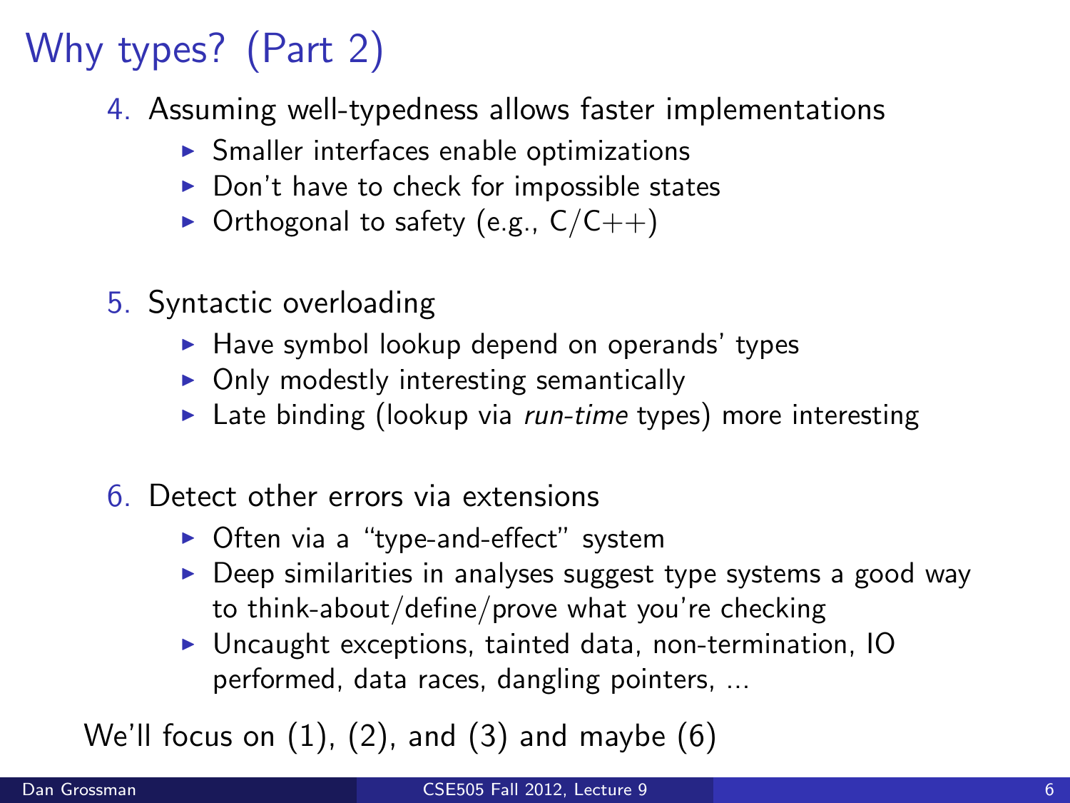# Why types? (Part 2)

4. Assuming well-typedness allows faster implementations
   - Smaller interfaces enable optimizations
   - Don't have to check for impossible states
   - Orthogonal to safety (e.g., C/C++)

5. Syntactic overloading
   - Have symbol lookup depend on operands' types
   - Only modestly interesting semantically
   - Late binding (lookup via *run-time* types) more interesting

6. Detect other errors via extensions
   - Often via a "type-and-effect" system
   - Deep similarities in analyses suggest type systems a good way to think-about/define/prove what you're checking
   - Uncaught exceptions, tainted data, non-termination, IO performed, data races, dangling pointers, ...

We'll focus on (1), (2), and (3) and maybe (6)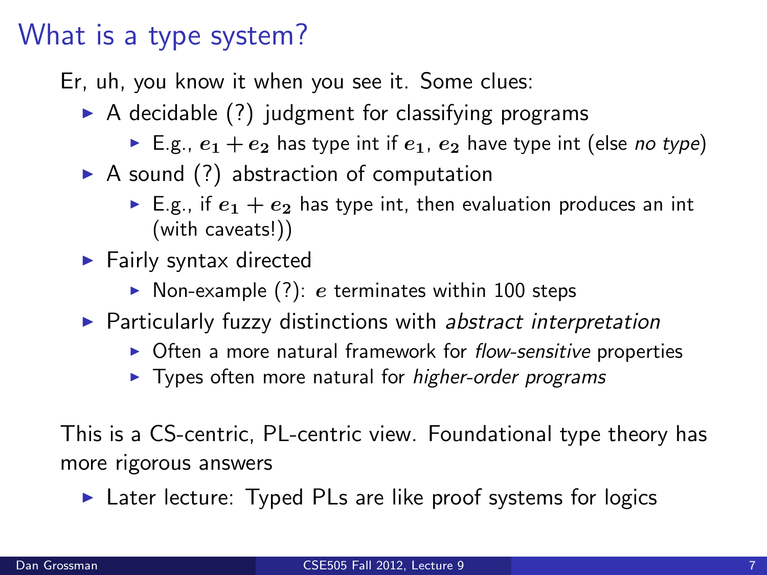# What is a type system?

Er, uh, you know it when you see it. Some clues:

- A decidable (?) judgment for classifying programs
  - E.g., $e_1 + e_2$ has type int if $e_1$, $e_2$ have type int (else *no type*)
- A sound (?) abstraction of computation
  - E.g., if $e_1 + e_2$ has type int, then evaluation produces an int (with caveats!))
- Fairly syntax directed
  - Non-example (?): $e$ terminates within 100 steps
- Particularly fuzzy distinctions with *abstract interpretation*
  - Often a more natural framework for *flow-sensitive* properties
  - Types often more natural for *higher-order programs*

This is a CS-centric, PL-centric view. Foundational type theory has more rigorous answers

- Later lecture: Typed PLs are like proof systems for logics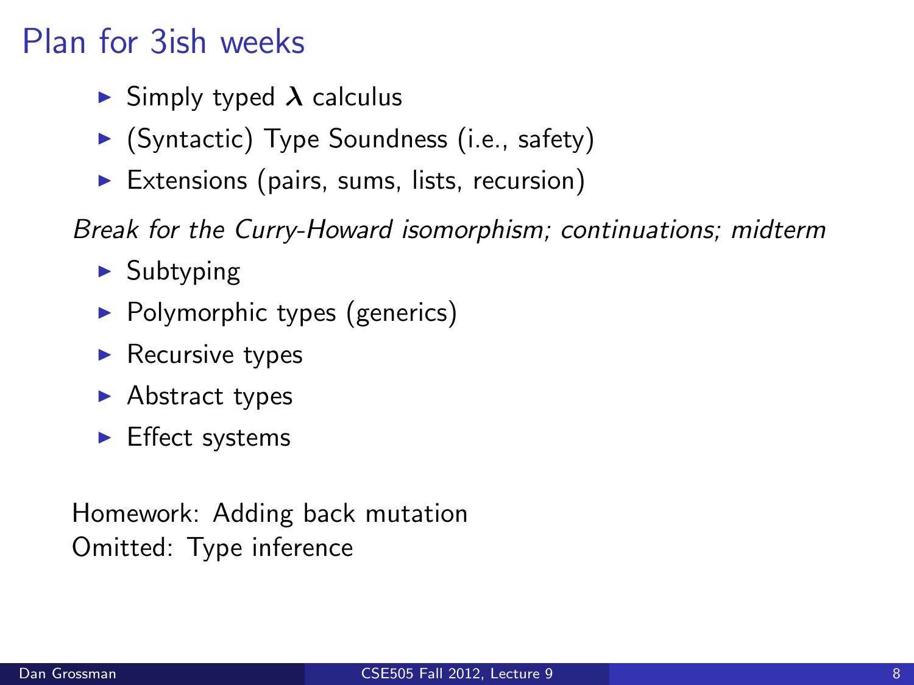# Plan for 3ish weeks

- Simply typed $\boldsymbol{\lambda}$ calculus
- (Syntactic) Type Soundness (i.e., safety)
- Extensions (pairs, sums, lists, recursion)

*Break for the Curry-Howard isomorphism; continuations; midterm*

- Subtyping
- Polymorphic types (generics)
- Recursive types
- Abstract types
- Effect systems

Homework: Adding back mutation
Omitted: Type inference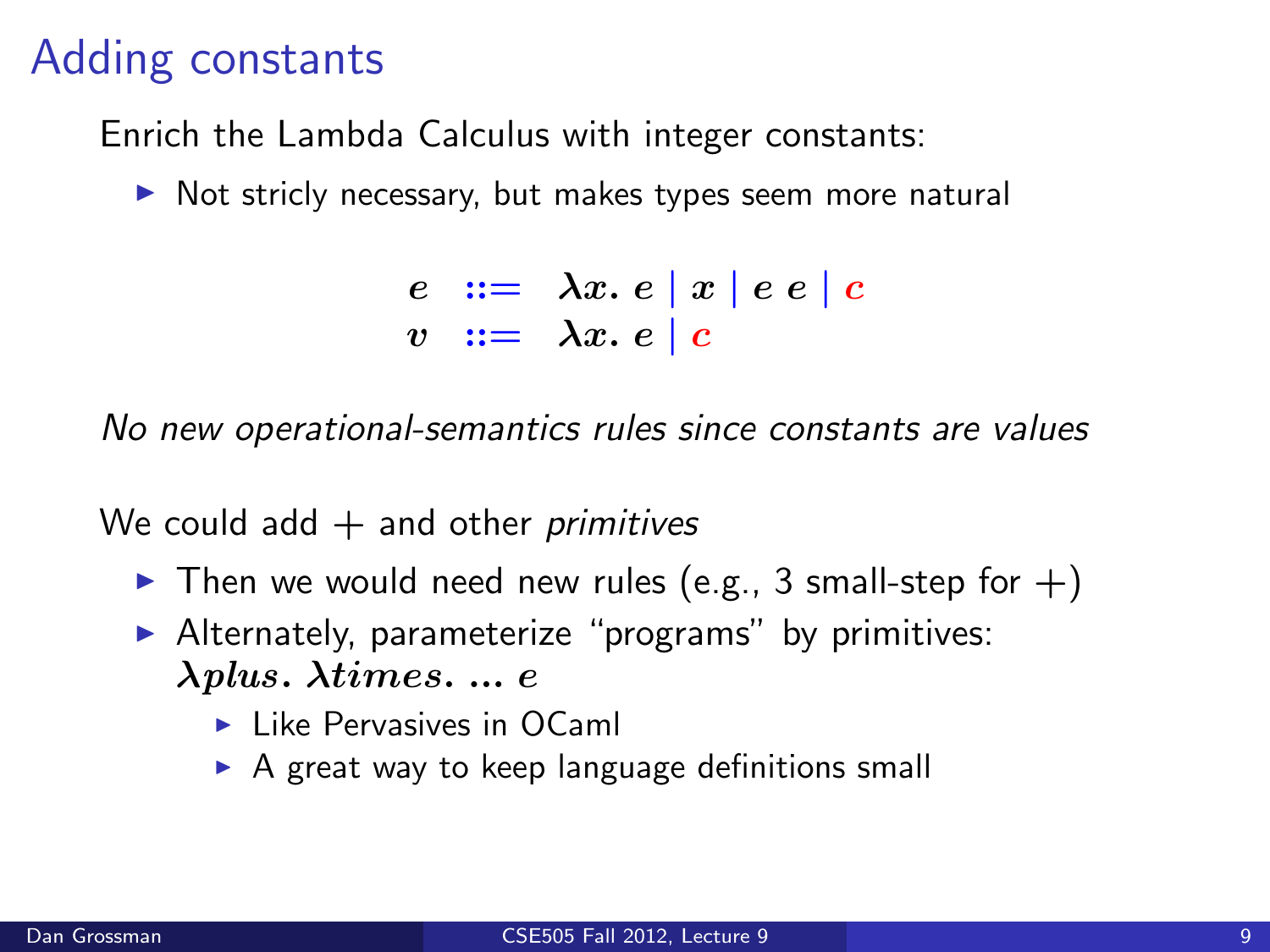# Adding constants

Enrich the Lambda Calculus with integer constants:

- Not stricly necessary, but makes types seem more natural

$$
\begin{array}{rcl}
e & ::= & \lambda x.\ e \mid x \mid e\ e \mid c \\
v & ::= & \lambda x.\ e \mid c
\end{array}
$$

*No new operational-semantics rules since constants are values*

We could add + and other *primitives*

- Then we would need new rules (e.g., 3 small-step for +)
- Alternately, parameterize "programs" by primitives: $\lambda plus.\ \lambda times.\ ...\ e$
  - Like Pervasives in OCaml
  - A great way to keep language definitions small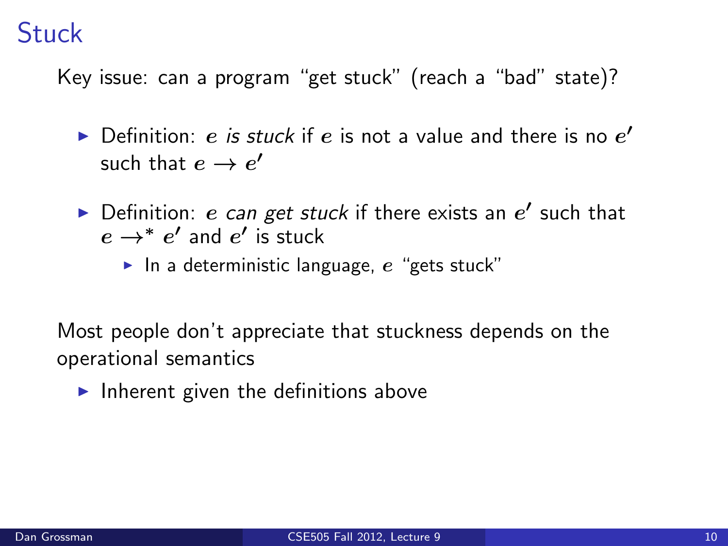# Stuck

Key issue: can a program "get stuck" (reach a "bad" state)?

- Definition: $e$ *is stuck* if $e$ is not a value and there is no $e'$ such that $e \to e'$
- Definition: $e$ *can get stuck* if there exists an $e'$ such that $e \to^* e'$ and $e'$ is stuck
  - In a deterministic language, $e$ "gets stuck"

Most people don't appreciate that stuckness depends on the operational semantics

- Inherent given the definitions above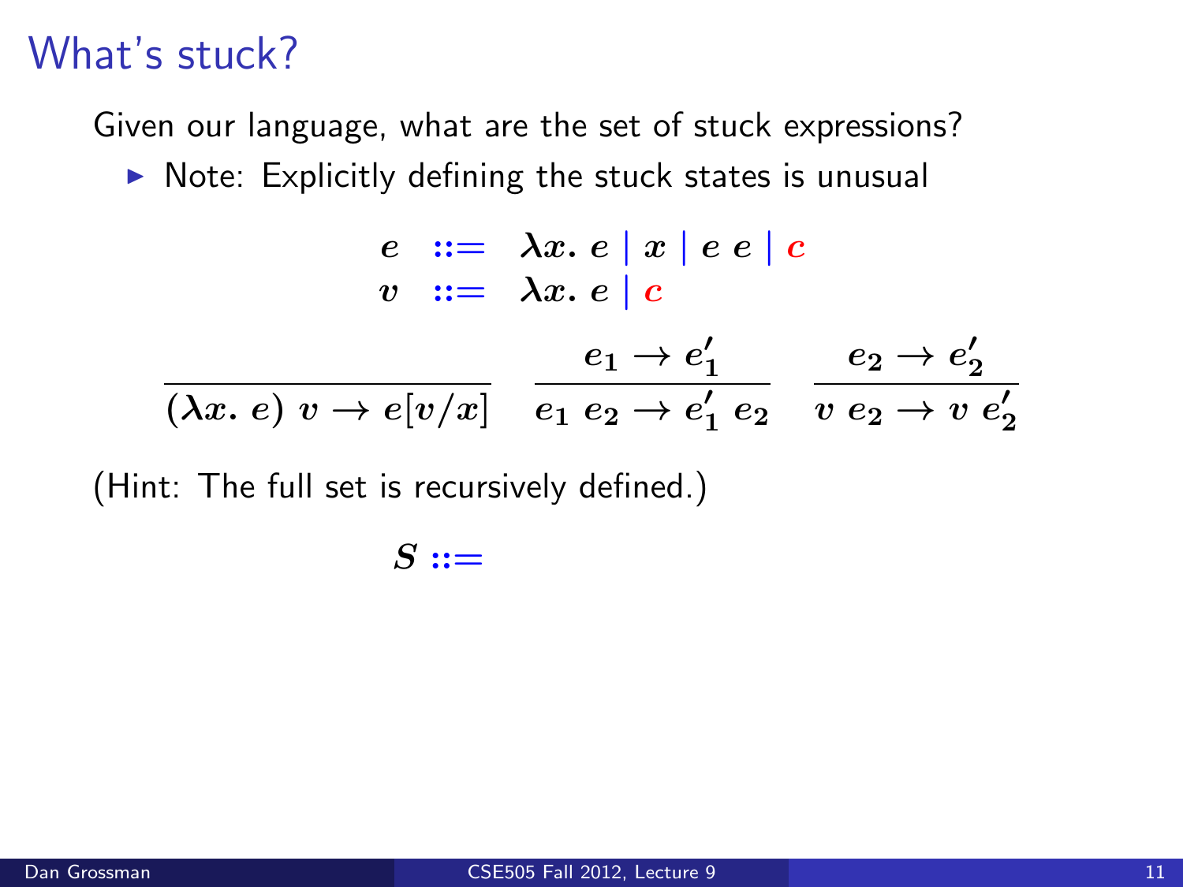# What's stuck?

Given our language, what are the set of stuck expressions?

- Note: Explicitly defining the stuck states is unusual

$$
\begin{array}{rcl}
e & ::= & \lambda x.\ e \mid x \mid e\ e \mid c \\
v & ::= & \lambda x.\ e \mid c
\end{array}
$$

$$
\frac{}{(\lambda x.\ e)\ v \to e[v/x]} \qquad \frac{e_1 \to e_1'}{e_1\ e_2 \to e_1'\ e_2} \qquad \frac{e_2 \to e_2'}{v\ e_2 \to v\ e_2'}
$$

(Hint: The full set is recursively defined.)

$$S ::=$$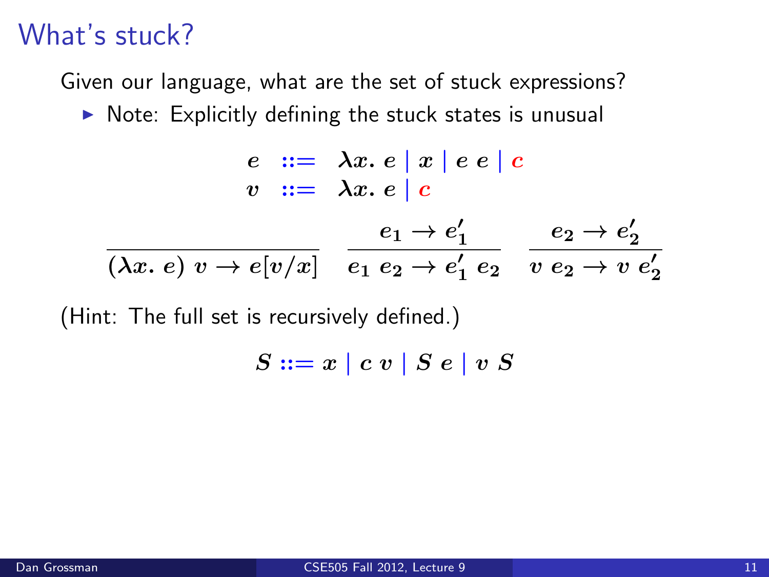# What's stuck?

Given our language, what are the set of stuck expressions?

- Note: Explicitly defining the stuck states is unusual

$$
\begin{array}{rcl}
e & ::= & \lambda x.\ e \mid x \mid e\ e \mid c \\
v & ::= & \lambda x.\ e \mid c
\end{array}
$$

$$
\frac{}{(\lambda x.\ e)\ v \rightarrow e[v/x]} \quad \frac{e_1 \rightarrow e_1'}{e_1\ e_2 \rightarrow e_1'\ e_2} \quad \frac{e_2 \rightarrow e_2'}{v\ e_2 \rightarrow v\ e_2'}
$$

(Hint: The full set is recursively defined.)

$$
S ::= x \mid c\ v \mid S\ e \mid v\ S
$$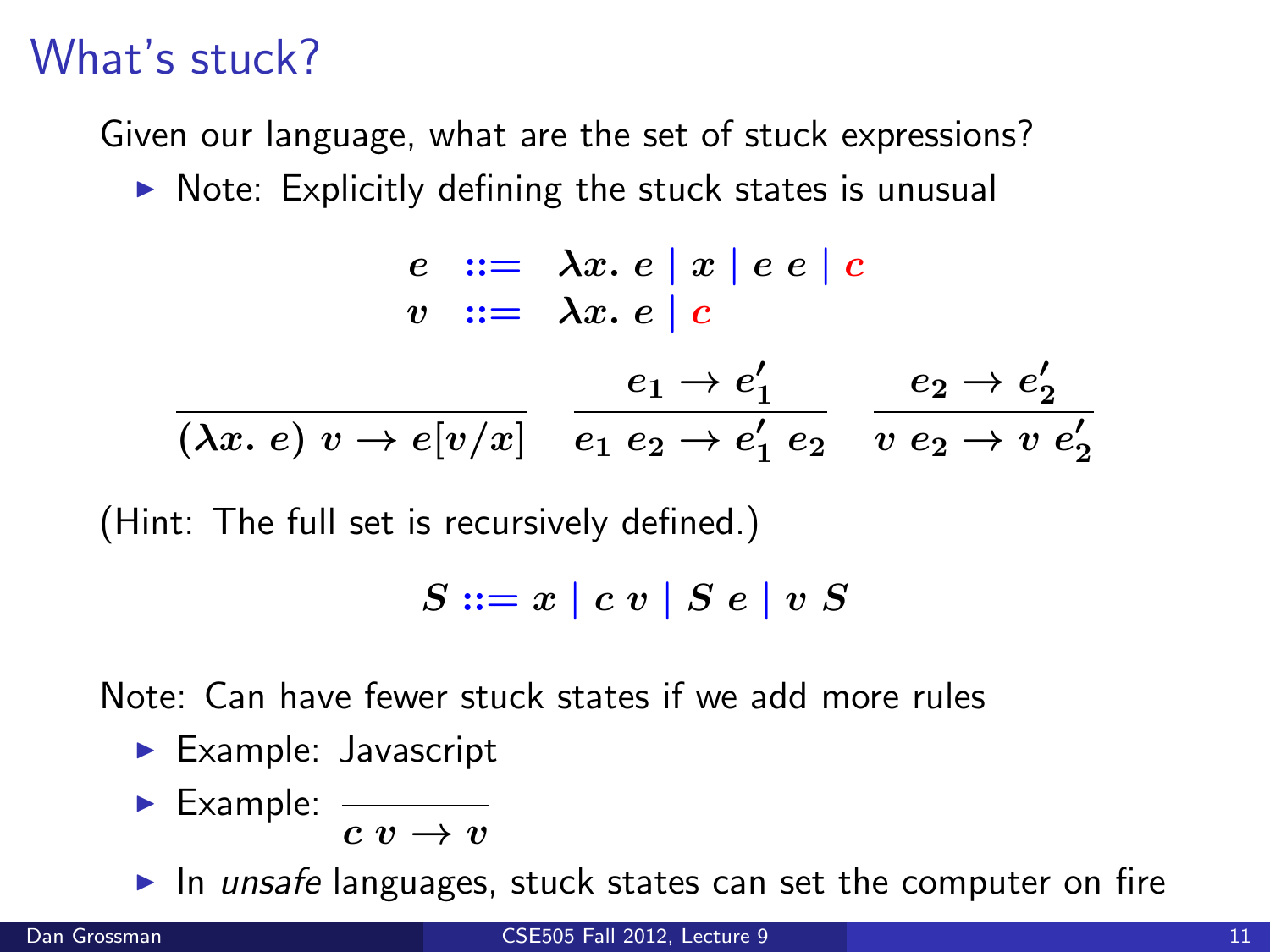# What's stuck?

Given our language, what are the set of stuck expressions?

- Note: Explicitly defining the stuck states is unusual

$$
\begin{array}{rcl}
e & ::= & \lambda x.\ e \mid x \mid e\ e \mid c \\
v & ::= & \lambda x.\ e \mid c
\end{array}
$$

$$
\frac{}{(\lambda x.\ e)\ v \to e[v/x]} \qquad \frac{e_1 \to e_1'}{e_1\ e_2 \to e_1'\ e_2} \qquad \frac{e_2 \to e_2'}{v\ e_2 \to v\ e_2'}
$$

(Hint: The full set is recursively defined.)

$$
S ::= x \mid c\ v \mid S\ e \mid v\ S
$$

Note: Can have fewer stuck states if we add more rules

- Example: Javascript
- Example: $\frac{}{c\ v \to v}$
- In *unsafe* languages, stuck states can set the computer on fire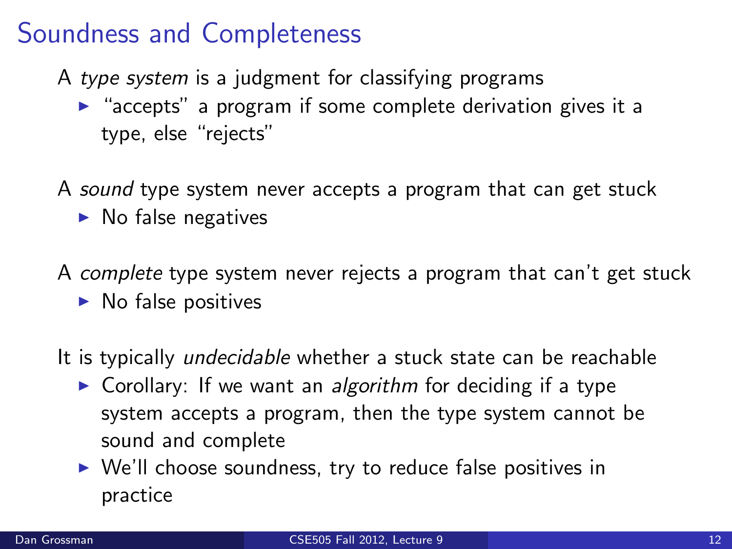# Soundness and Completeness

A *type system* is a judgment for classifying programs

- "accepts" a program if some complete derivation gives it a type, else "rejects"

A *sound* type system never accepts a program that can get stuck

- No false negatives

A *complete* type system never rejects a program that can't get stuck

- No false positives

It is typically *undecidable* whether a stuck state can be reachable

- Corollary: If we want an *algorithm* for deciding if a type system accepts a program, then the type system cannot be sound and complete
- We'll choose soundness, try to reduce false positives in practice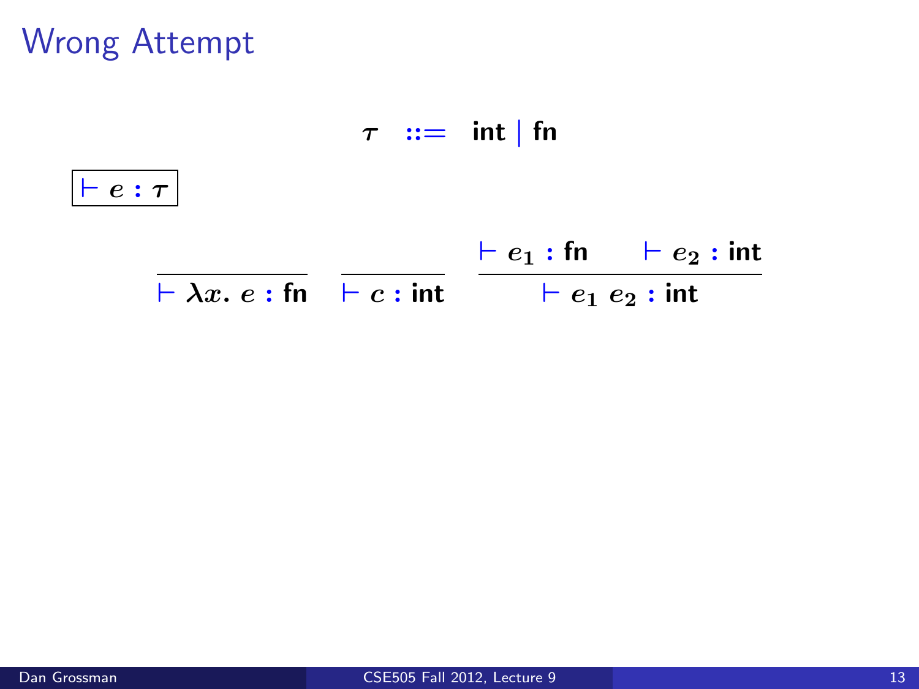# Wrong Attempt

$$\tau \ ::= \ \textsf{int} \mid \textsf{fn}$$

$\boxed{\vdash e : \tau}$

$$\frac{}{\vdash \lambda x.\ e : \textsf{fn}} \qquad \frac{}{\vdash c : \textsf{int}} \qquad \frac{\vdash e_1 : \textsf{fn} \qquad \vdash e_2 : \textsf{int}}{\vdash e_1\ e_2 : \textsf{int}}$$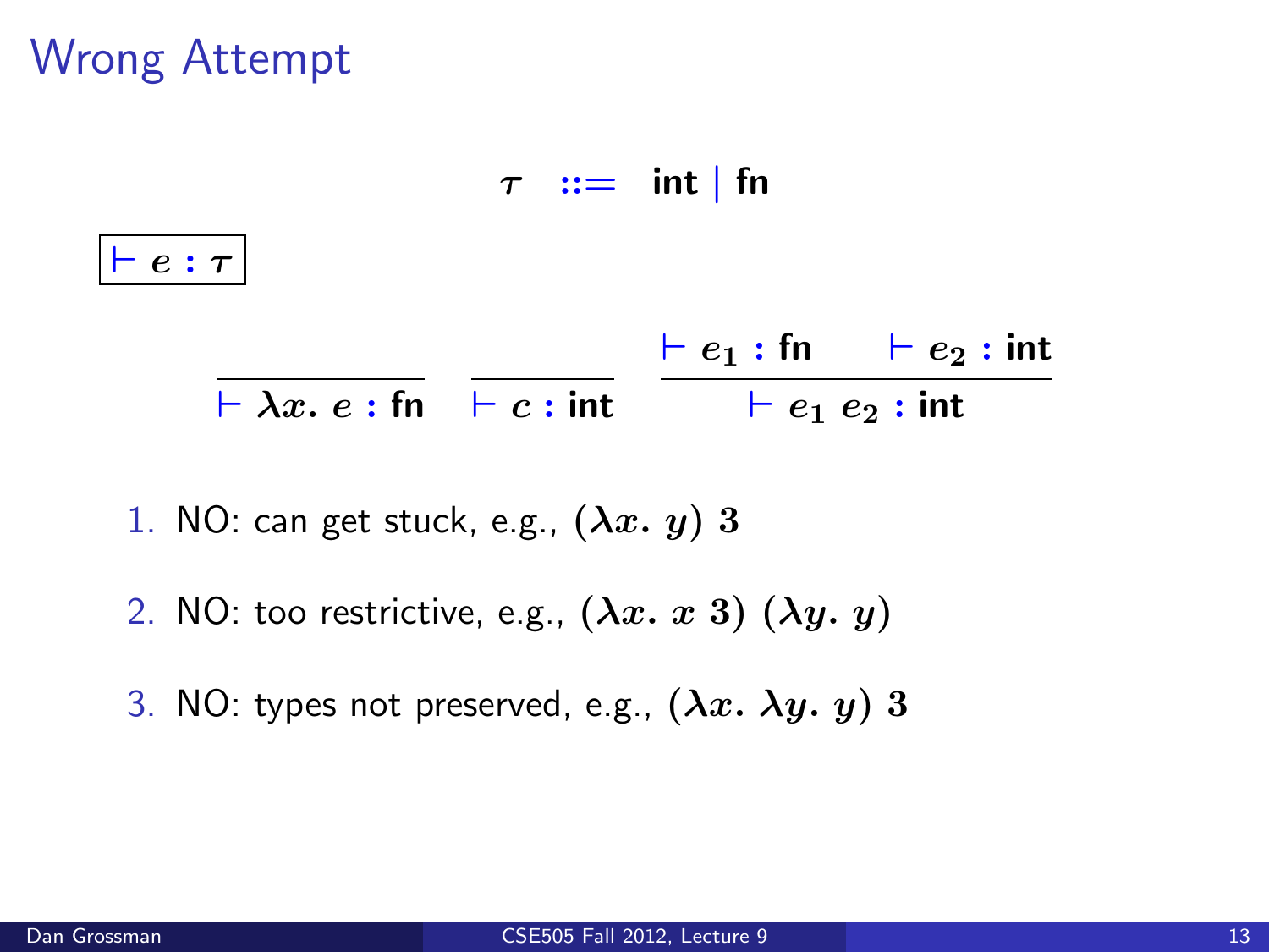# Wrong Attempt

$$\tau \quad ::= \quad \textbf{int} \mid \textbf{fn}$$

$\boxed{\vdash e : \tau}$

$$\frac{}{\vdash \lambda x.\ e : \textbf{fn}} \qquad \frac{}{\vdash c : \textbf{int}} \qquad \frac{\vdash e_1 : \textbf{fn} \qquad \vdash e_2 : \textbf{int}}{\vdash e_1\ e_2 : \textbf{int}}$$

1. NO: can get stuck, e.g., $(\lambda x.\ y)\ 3$
2. NO: too restrictive, e.g., $(\lambda x.\ x\ 3)\ (\lambda y.\ y)$
3. NO: types not preserved, e.g., $(\lambda x.\ \lambda y.\ y)\ 3$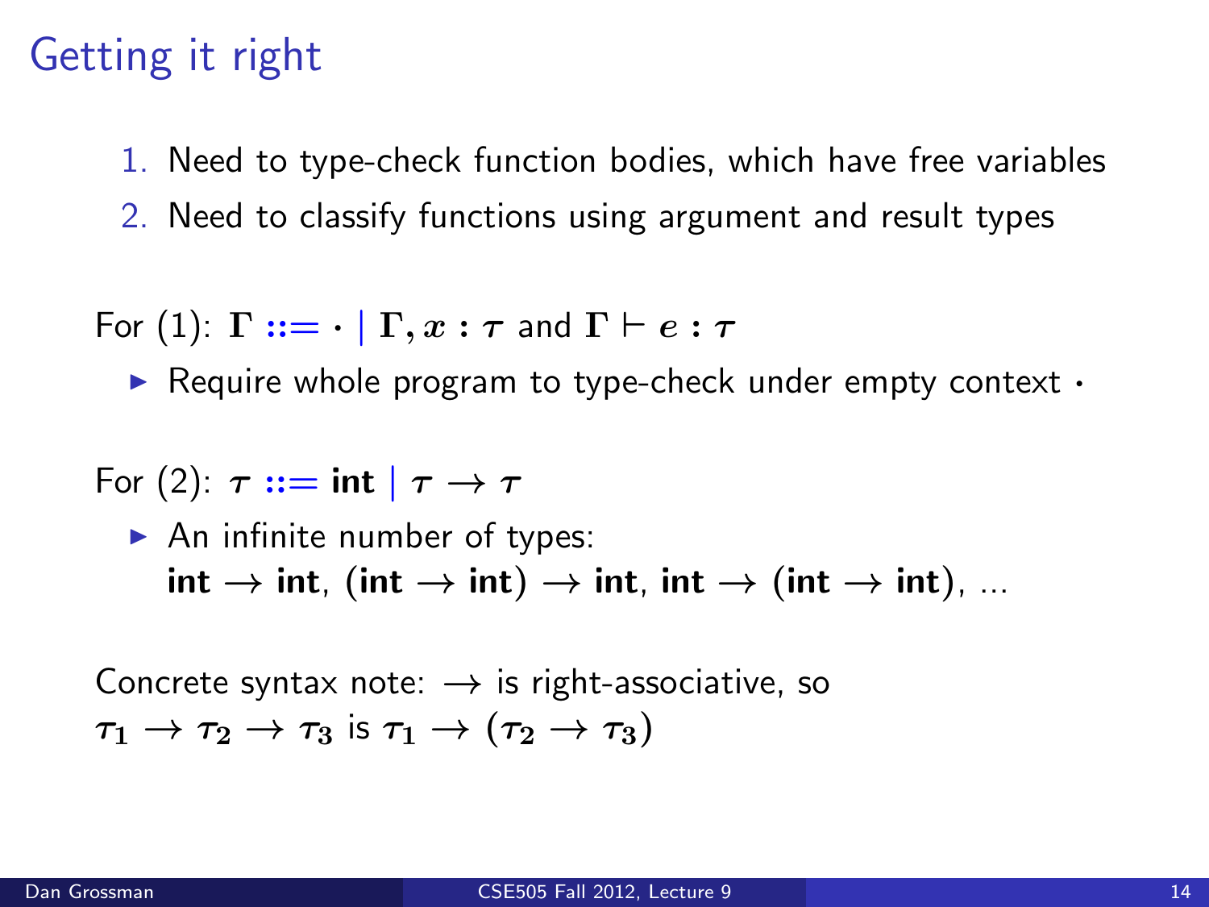# Getting it right

1. Need to type-check function bodies, which have free variables
2. Need to classify functions using argument and result types

For (1): $\Gamma ::= \cdot \mid \Gamma, x : \tau$ and $\Gamma \vdash e : \tau$

- Require whole program to type-check under empty context $\cdot$

For (2): $\tau ::= \textbf{int} \mid \tau \rightarrow \tau$

- An infinite number of types:
  $\textbf{int} \rightarrow \textbf{int}$, $(\textbf{int} \rightarrow \textbf{int}) \rightarrow \textbf{int}$, $\textbf{int} \rightarrow (\textbf{int} \rightarrow \textbf{int})$, ...

Concrete syntax note: $\rightarrow$ is right-associative, so
$\tau_1 \rightarrow \tau_2 \rightarrow \tau_3$ is $\tau_1 \rightarrow (\tau_2 \rightarrow \tau_3)$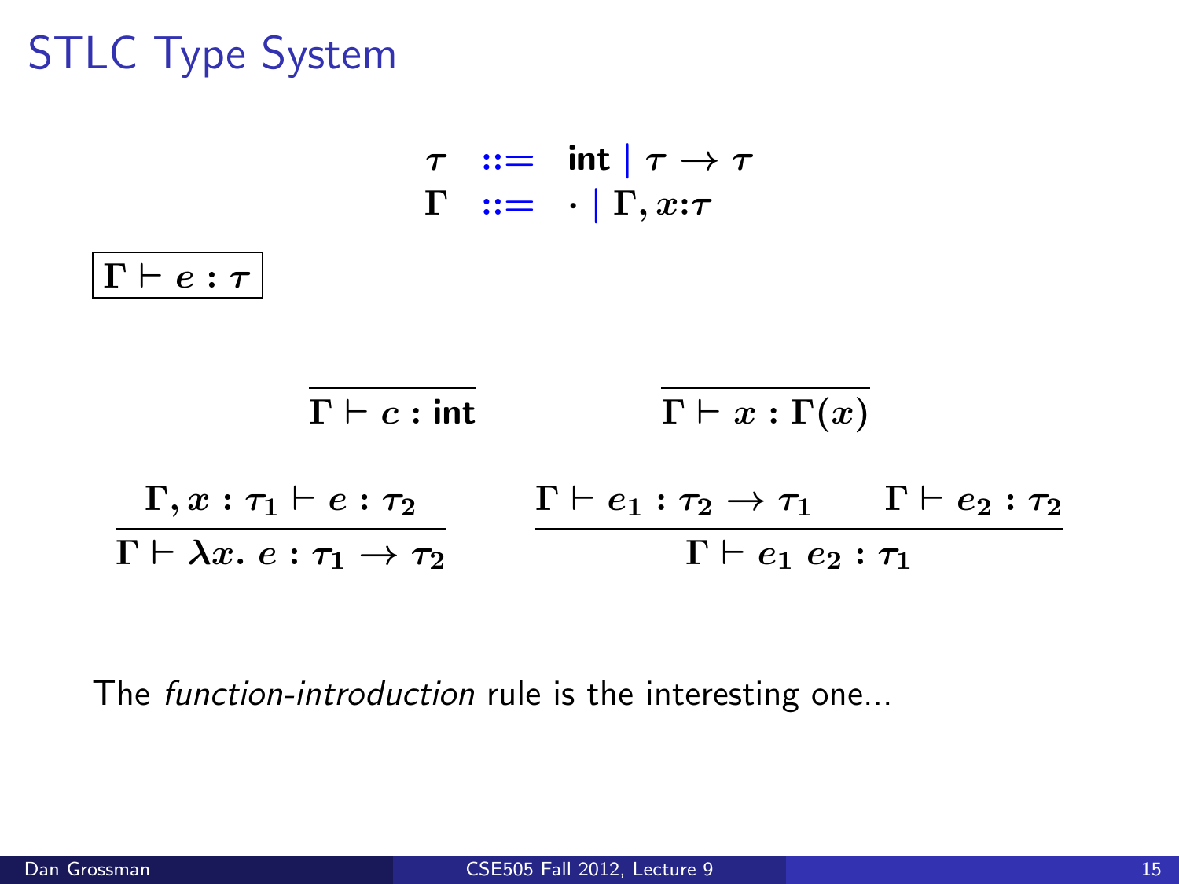# STLC Type System

$$
\begin{array}{rcl}
\tau & ::= & \textsf{int} \mid \tau \rightarrow \tau \\
\Gamma & ::= & \cdot \mid \Gamma, x{:}\tau
\end{array}
$$

$\boxed{\Gamma \vdash e : \tau}$

$$
\frac{}{\Gamma \vdash c : \textsf{int}} \qquad \frac{}{\Gamma \vdash x : \Gamma(x)}
$$

$$
\frac{\Gamma, x : \tau_1 \vdash e : \tau_2}{\Gamma \vdash \lambda x.\ e : \tau_1 \rightarrow \tau_2} \qquad \frac{\Gamma \vdash e_1 : \tau_2 \rightarrow \tau_1 \qquad \Gamma \vdash e_2 : \tau_2}{\Gamma \vdash e_1\ e_2 : \tau_1}
$$

The *function-introduction* rule is the interesting one...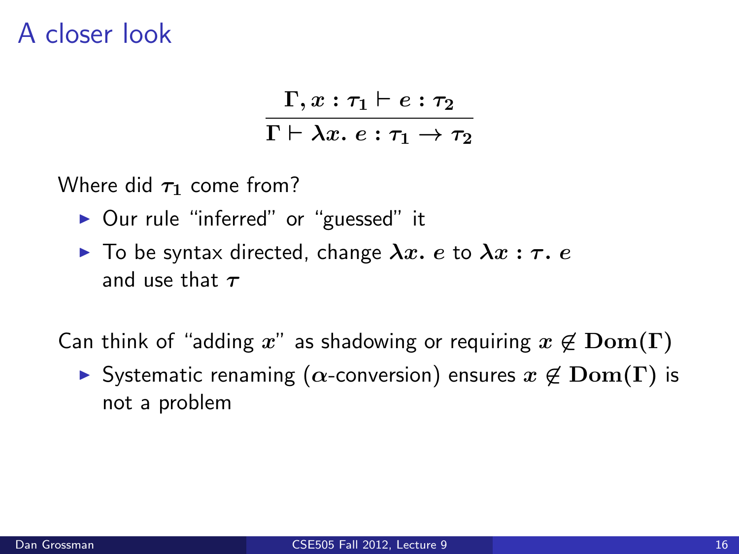# A closer look

$$\frac{\Gamma, x : \tau_1 \vdash e : \tau_2}{\Gamma \vdash \lambda x.\ e : \tau_1 \to \tau_2}$$

Where did $\tau_1$ come from?

- Our rule "inferred" or "guessed" it
- To be syntax directed, change $\lambda x.\ e$ to $\lambda x : \tau.\ e$ and use that $\tau$

Can think of "adding $x$" as shadowing or requiring $x \notin \mathbf{Dom}(\Gamma)$

- Systematic renaming ($\alpha$-conversion) ensures $x \notin \mathbf{Dom}(\Gamma)$ is not a problem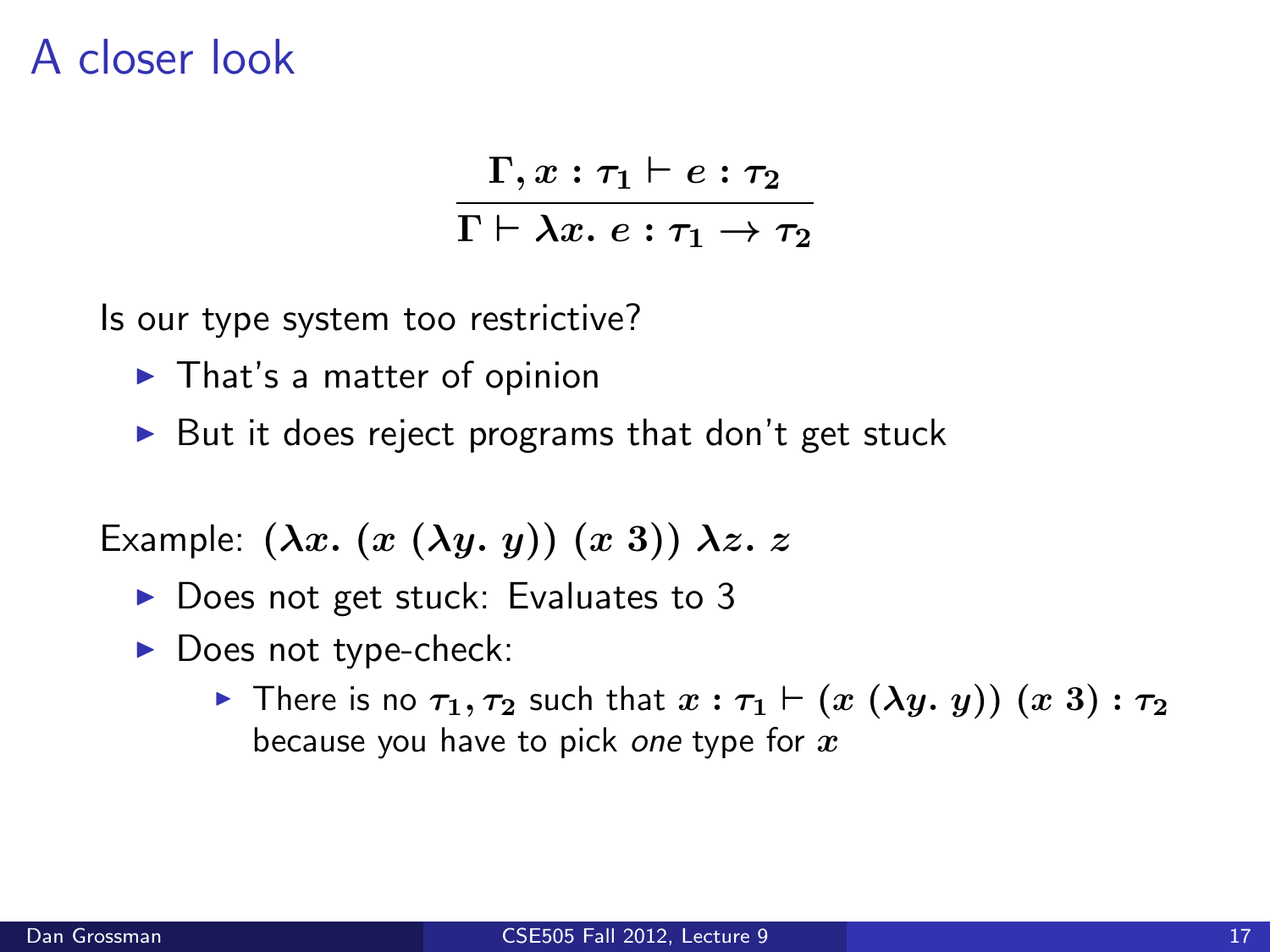# A closer look

$$\frac{\Gamma, x : \tau_1 \vdash e : \tau_2}{\Gamma \vdash \lambda x.\ e : \tau_1 \rightarrow \tau_2}$$

Is our type system too restrictive?

- That's a matter of opinion
- But it does reject programs that don't get stuck

Example: $(\lambda x.\ (x\ (\lambda y.\ y))\ (x\ 3))\ \lambda z.\ z$

- Does not get stuck: Evaluates to 3
- Does not type-check:
  - There is no $\tau_1, \tau_2$ such that $x : \tau_1 \vdash (x\ (\lambda y.\ y))\ (x\ 3) : \tau_2$ because you have to pick *one* type for $x$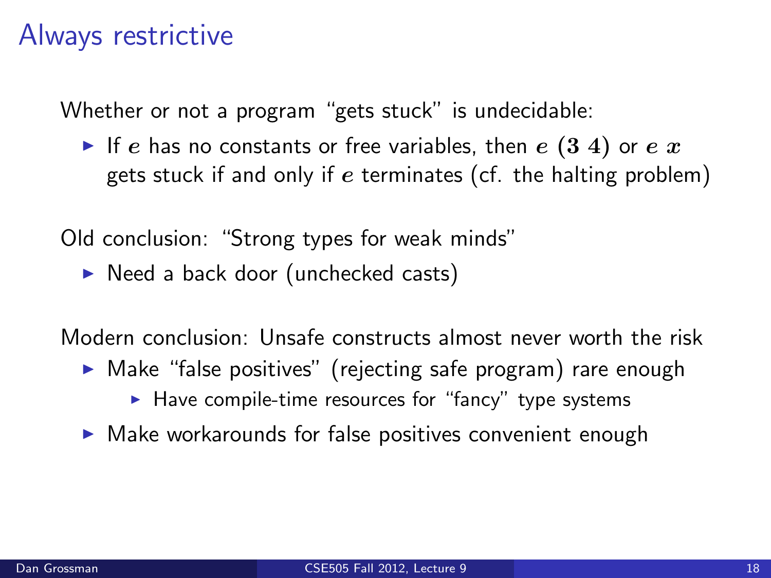# Always restrictive

Whether or not a program "gets stuck" is undecidable:

- If $e$ has no constants or free variables, then $e\ (3\ 4)$ or $e\ x$ gets stuck if and only if $e$ terminates (cf. the halting problem)

Old conclusion: "Strong types for weak minds"

- Need a back door (unchecked casts)

Modern conclusion: Unsafe constructs almost never worth the risk

- Make "false positives" (rejecting safe program) rare enough
  - Have compile-time resources for "fancy" type systems
- Make workarounds for false positives convenient enough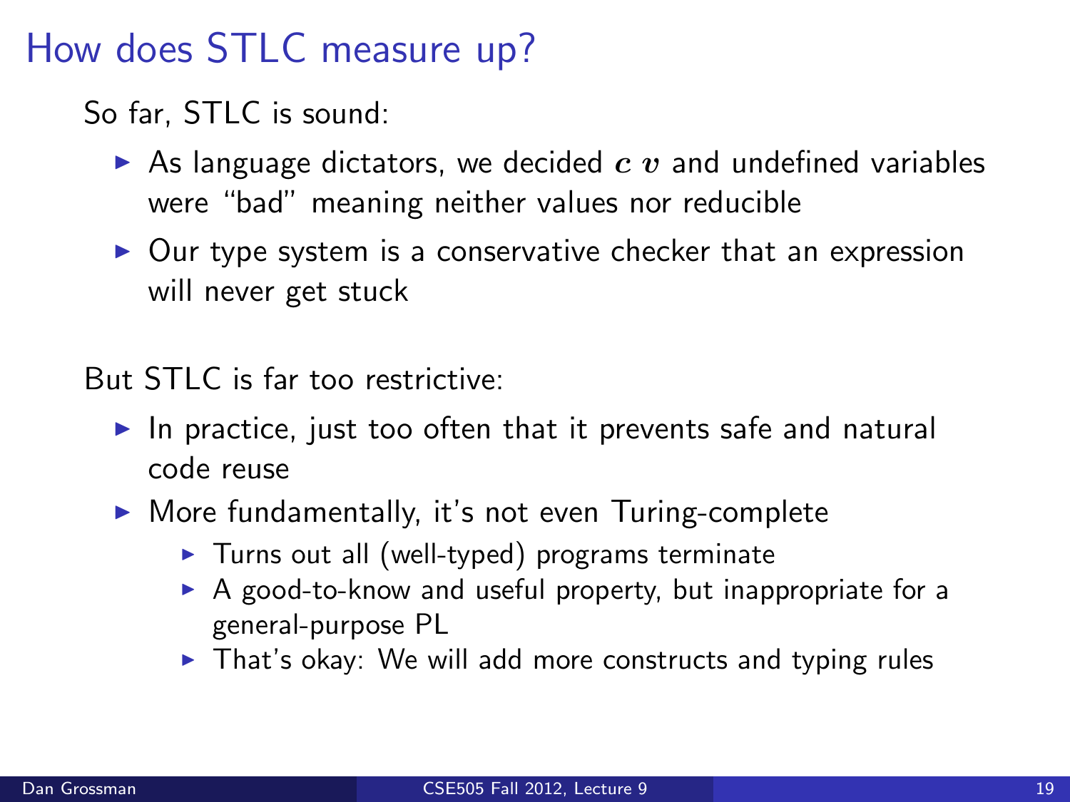# How does STLC measure up?

So far, STLC is sound:

- As language dictators, we decided $c\ v$ and undefined variables were "bad" meaning neither values nor reducible
- Our type system is a conservative checker that an expression will never get stuck

But STLC is far too restrictive:

- In practice, just too often that it prevents safe and natural code reuse
- More fundamentally, it's not even Turing-complete
  - Turns out all (well-typed) programs terminate
  - A good-to-know and useful property, but inappropriate for a general-purpose PL
  - That's okay: We will add more constructs and typing rules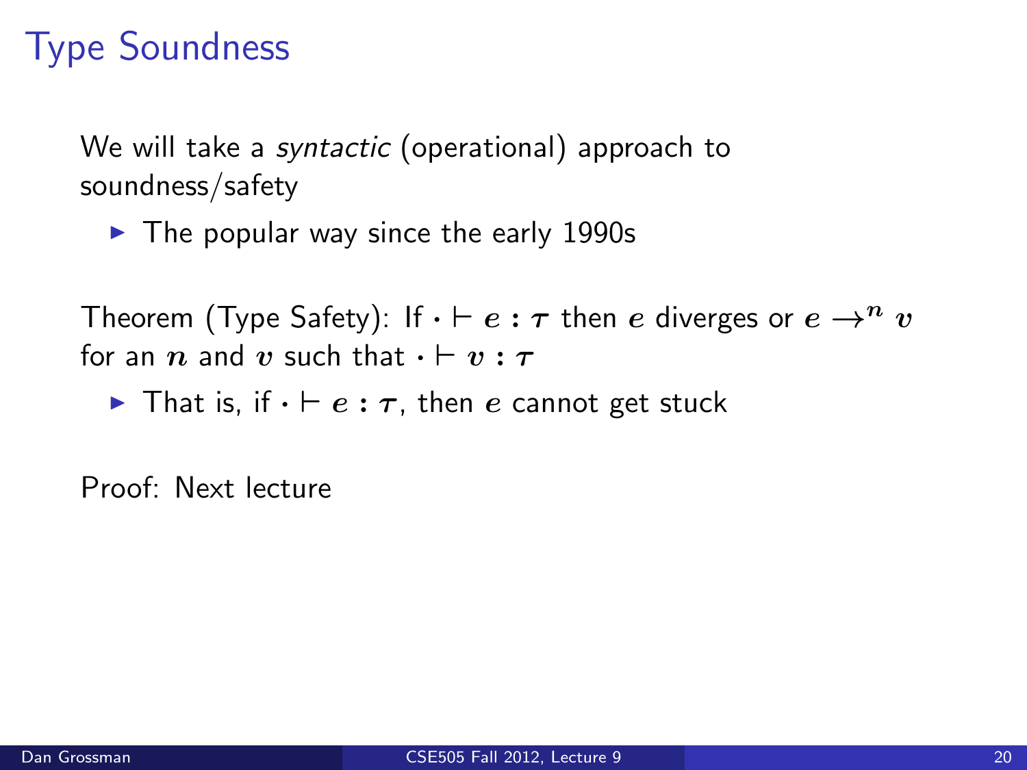# Type Soundness

We will take a *syntactic* (operational) approach to soundness/safety

- The popular way since the early 1990s

Theorem (Type Safety): If $\cdot \vdash e : \tau$ then $e$ diverges or $e \rightarrow^n v$ for an $n$ and $v$ such that $\cdot \vdash v : \tau$

- That is, if $\cdot \vdash e : \tau$, then $e$ cannot get stuck

Proof: Next lecture